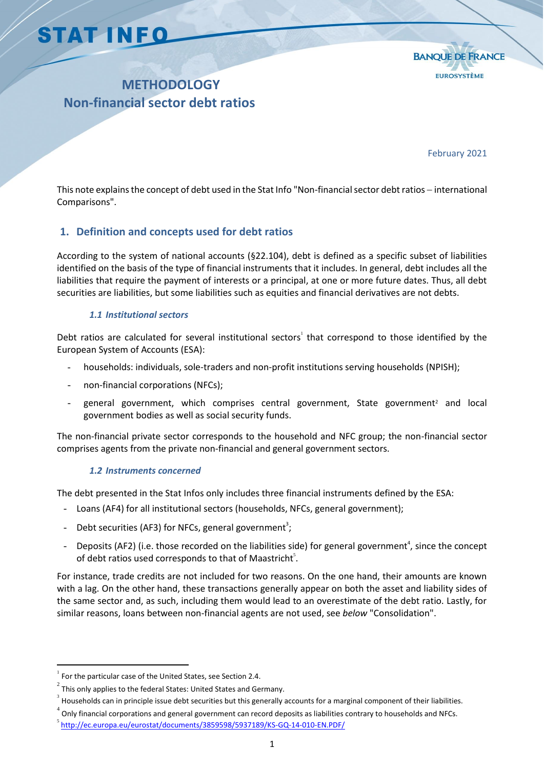STAT INFO

BANQUE DE FRANCE
EUROSYSTÈME

# METHODOLOGY
# Non-financial sector debt ratios

February 2021

This note explains the concept of debt used in the Stat Info "Non-financial sector debt ratios – international Comparisons".

## 1. Definition and concepts used for debt ratios

According to the system of national accounts (§22.104), debt is defined as a specific subset of liabilities identified on the basis of the type of financial instruments that it includes. In general, debt includes all the liabilities that require the payment of interests or a principal, at one or more future dates. Thus, all debt securities are liabilities, but some liabilities such as equities and financial derivatives are not debts.

### *1.1 Institutional sectors*

Debt ratios are calculated for several institutional sectors[1] that correspond to those identified by the European System of Accounts (ESA):

- households: individuals, sole-traders and non-profit institutions serving households (NPISH);
- non-financial corporations (NFCs);
- general government, which comprises central government, State government[2] and local government bodies as well as social security funds.

The non-financial private sector corresponds to the household and NFC group; the non-financial sector comprises agents from the private non-financial and general government sectors.

### *1.2 Instruments concerned*

The debt presented in the Stat Infos only includes three financial instruments defined by the ESA:

- Loans (AF4) for all institutional sectors (households, NFCs, general government);
- Debt securities (AF3) for NFCs, general government[3];
- Deposits (AF2) (i.e. those recorded on the liabilities side) for general government[4], since the concept of debt ratios used corresponds to that of Maastricht[5].

For instance, trade credits are not included for two reasons. On the one hand, their amounts are known with a lag. On the other hand, these transactions generally appear on both the asset and liability sides of the same sector and, as such, including them would lead to an overestimate of the debt ratio. Lastly, for similar reasons, loans between non-financial agents are not used, see *below* "Consolidation".

---

[1] For the particular case of the United States, see Section 2.4.

[2] This only applies to the federal States: United States and Germany.

[3] Households can in principle issue debt securities but this generally accounts for a marginal component of their liabilities.

[4] Only financial corporations and general government can record deposits as liabilities contrary to households and NFCs.

[5] http://ec.europa.eu/eurostat/documents/3859598/5937189/KS-GQ-14-010-EN.PDF/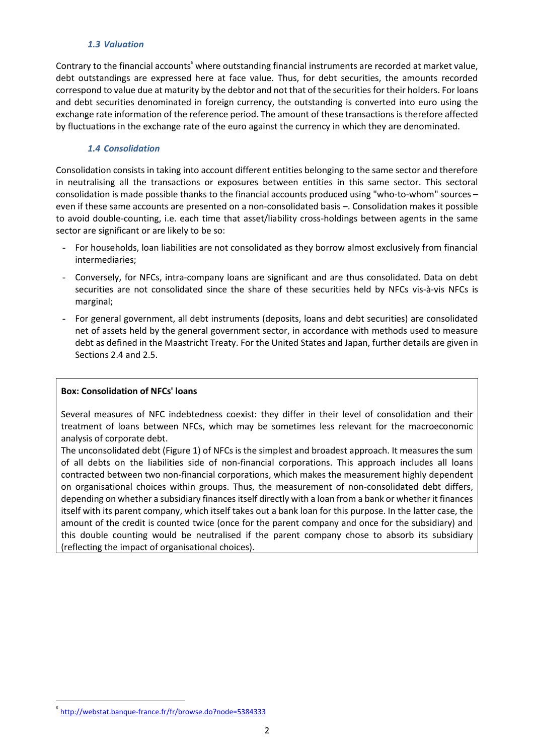### *1.3 Valuation*

Contrary to the financial accounts[6] where outstanding financial instruments are recorded at market value, debt outstandings are expressed here at face value. Thus, for debt securities, the amounts recorded correspond to value due at maturity by the debtor and not that of the securities for their holders. For loans and debt securities denominated in foreign currency, the outstanding is converted into euro using the exchange rate information of the reference period. The amount of these transactions is therefore affected by fluctuations in the exchange rate of the euro against the currency in which they are denominated.

### *1.4 Consolidation*

Consolidation consists in taking into account different entities belonging to the same sector and therefore in neutralising all the transactions or exposures between entities in this same sector. This sectoral consolidation is made possible thanks to the financial accounts produced using "who-to-whom" sources – even if these same accounts are presented on a non-consolidated basis –. Consolidation makes it possible to avoid double-counting, i.e. each time that asset/liability cross-holdings between agents in the same sector are significant or are likely to be so:

- For households, loan liabilities are not consolidated as they borrow almost exclusively from financial intermediaries;
- Conversely, for NFCs, intra-company loans are significant and are thus consolidated. Data on debt securities are not consolidated since the share of these securities held by NFCs vis-à-vis NFCs is marginal;
- For general government, all debt instruments (deposits, loans and debt securities) are consolidated net of assets held by the general government sector, in accordance with methods used to measure debt as defined in the Maastricht Treaty. For the United States and Japan, further details are given in Sections 2.4 and 2.5.

**Box: Consolidation of NFCs' loans**

Several measures of NFC indebtedness coexist: they differ in their level of consolidation and their treatment of loans between NFCs, which may be sometimes less relevant for the macroeconomic analysis of corporate debt.

The unconsolidated debt (Figure 1) of NFCs is the simplest and broadest approach. It measures the sum of all debts on the liabilities side of non-financial corporations. This approach includes all loans contracted between two non-financial corporations, which makes the measurement highly dependent on organisational choices within groups. Thus, the measurement of non-consolidated debt differs, depending on whether a subsidiary finances itself directly with a loan from a bank or whether it finances itself with its parent company, which itself takes out a bank loan for this purpose. In the latter case, the amount of the credit is counted twice (once for the parent company and once for the subsidiary) and this double counting would be neutralised if the parent company chose to absorb its subsidiary (reflecting the impact of organisational choices).

[6] http://webstat.banque-france.fr/fr/browse.do?node=5384333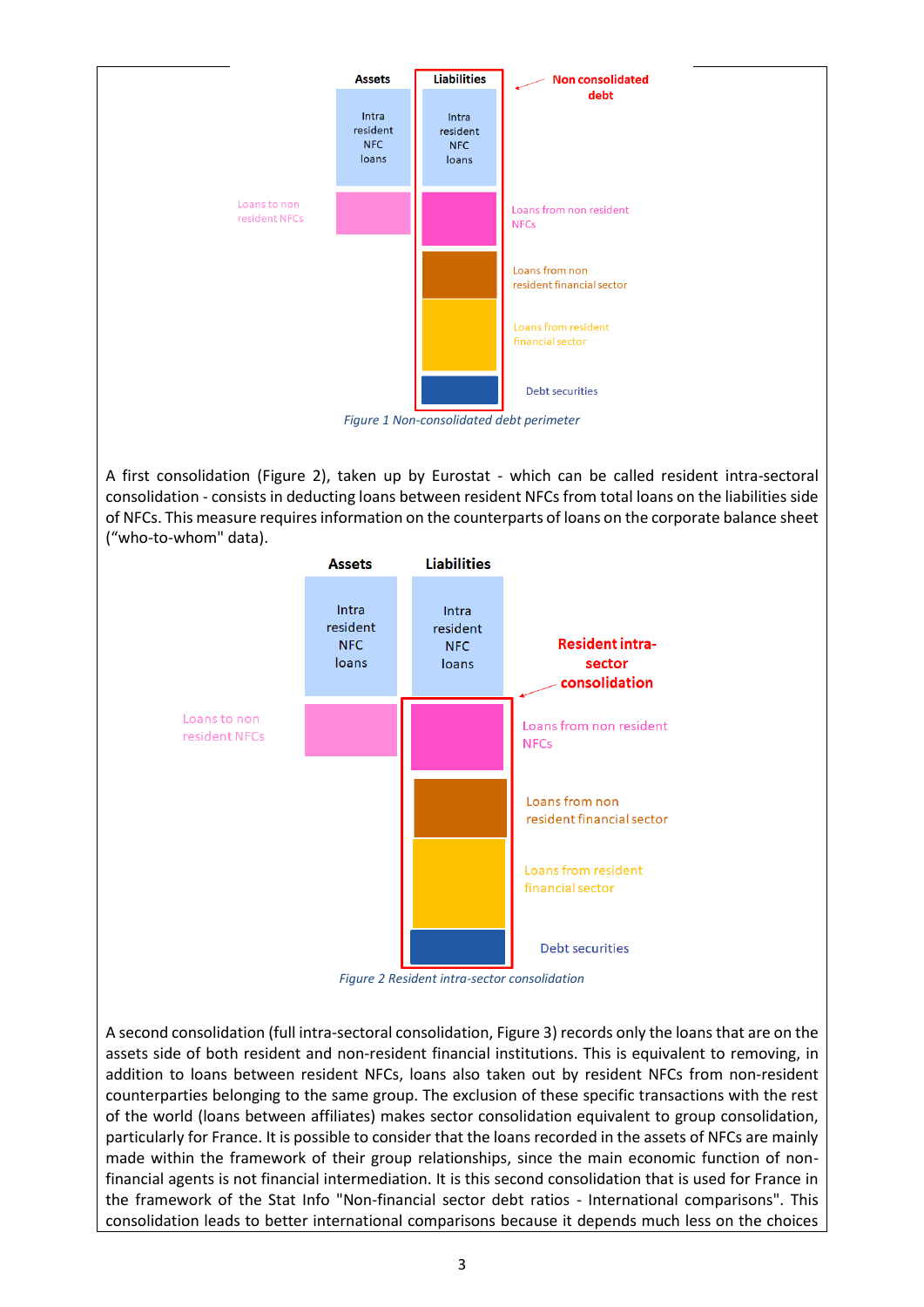| Assets | Liabilities |
| --- | --- |
| Intra resident NFC loans | Intra resident NFC loans |
| Loans to non resident NFCs | Loans from non resident NFCs |
| | Loans from non resident financial sector |
| | Loans from resident financial sector |
| | Debt securities |

Non consolidated debt

*Figure 1 Non-consolidated debt perimeter*

A first consolidation (Figure 2), taken up by Eurostat - which can be called resident intra-sectoral consolidation - consists in deducting loans between resident NFCs from total loans on the liabilities side of NFCs. This measure requires information on the counterparts of loans on the corporate balance sheet ("who-to-whom" data).

| Assets | Liabilities |
| --- | --- |
| Intra resident NFC loans | Intra resident NFC loans |
| Loans to non resident NFCs | Loans from non resident NFCs |
| | Loans from non resident financial sector |
| | Loans from resident financial sector |
| | Debt securities |

Resident intra-sector consolidation

*Figure 2 Resident intra-sector consolidation*

A second consolidation (full intra-sectoral consolidation, Figure 3) records only the loans that are on the assets side of both resident and non-resident financial institutions. This is equivalent to removing, in addition to loans between resident NFCs, loans also taken out by resident NFCs from non-resident counterparties belonging to the same group. The exclusion of these specific transactions with the rest of the world (loans between affiliates) makes sector consolidation equivalent to group consolidation, particularly for France. It is possible to consider that the loans recorded in the assets of NFCs are mainly made within the framework of their group relationships, since the main economic function of non-financial agents is not financial intermediation. It is this second consolidation that is used for France in the framework of the Stat Info "Non-financial sector debt ratios - International comparisons". This consolidation leads to better international comparisons because it depends much less on the choices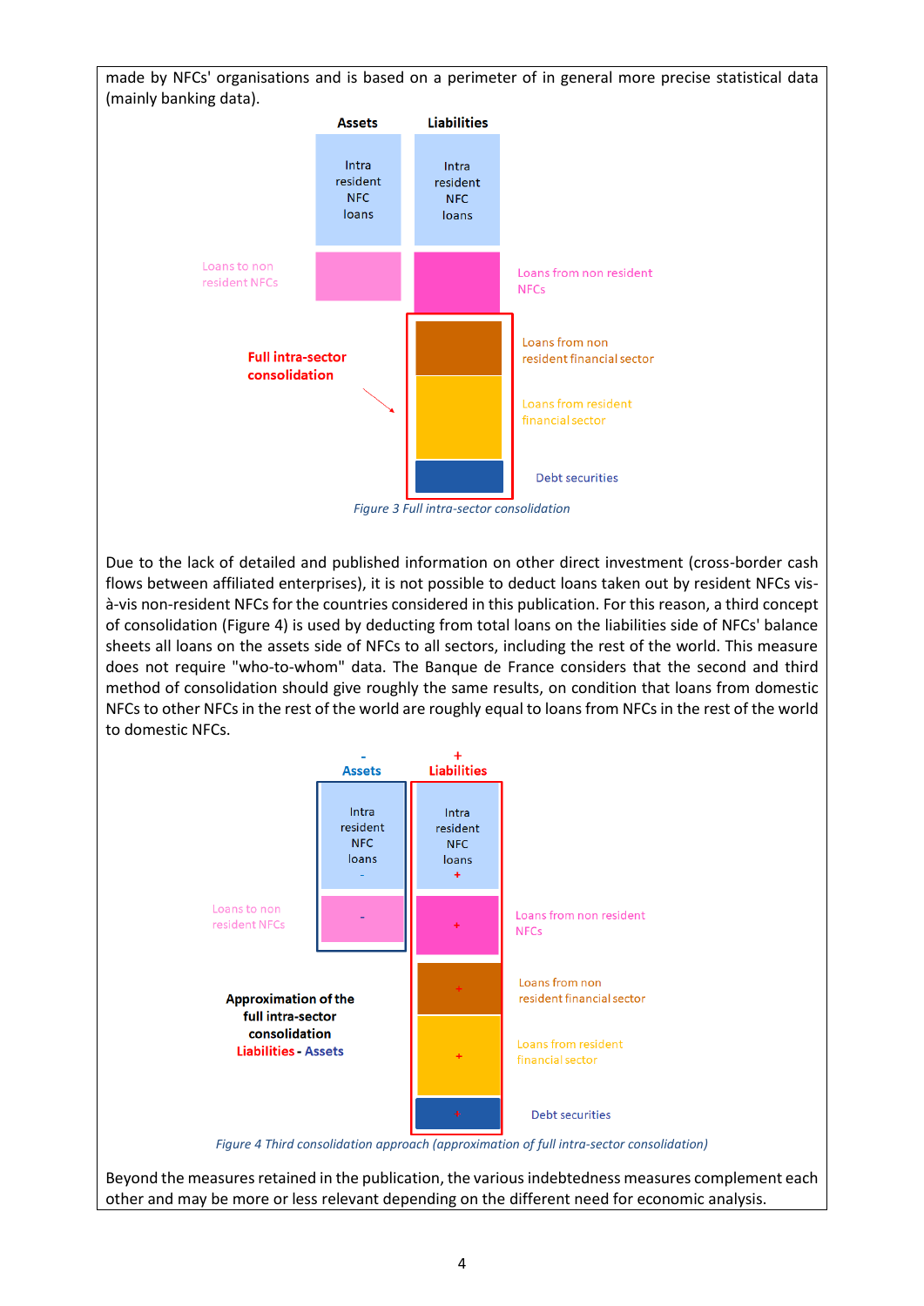made by NFCs' organisations and is based on a perimeter of in general more precise statistical data (mainly banking data).

| Assets | Liabilities | |
|---|---|---|
| Intra resident NFC loans | Intra resident NFC loans | |
| Loans to non resident NFCs | | Loans from non resident NFCs |
| | | Loans from non resident financial sector |
| | | Loans from resident financial sector |
| | | Debt securities |

**Full intra-sector consolidation**

*Figure 3 Full intra-sector consolidation*

Due to the lack of detailed and published information on other direct investment (cross-border cash flows between affiliated enterprises), it is not possible to deduct loans taken out by resident NFCs vis-à-vis non-resident NFCs for the countries considered in this publication. For this reason, a third concept of consolidation (Figure 4) is used by deducting from total loans on the liabilities side of NFCs' balance sheets all loans on the assets side of NFCs to all sectors, including the rest of the world. This measure does not require "who-to-whom" data. The Banque de France considers that the second and third method of consolidation should give roughly the same results, on condition that loans from domestic NFCs to other NFCs in the rest of the world are roughly equal to loans from NFCs in the rest of the world to domestic NFCs.

| - Assets | + Liabilities | |
|---|---|---|
| Intra resident NFC loans - | Intra resident NFC loans + | |
| Loans to non resident NFCs - | + | Loans from non resident NFCs |
| | + | Loans from non resident financial sector |
| | + | Loans from resident financial sector |
| | + | Debt securities |

**Approximation of the full intra-sector consolidation**
**Liabilities - Assets**

*Figure 4 Third consolidation approach (approximation of full intra-sector consolidation)*

Beyond the measures retained in the publication, the various indebtedness measures complement each other and may be more or less relevant depending on the different need for economic analysis.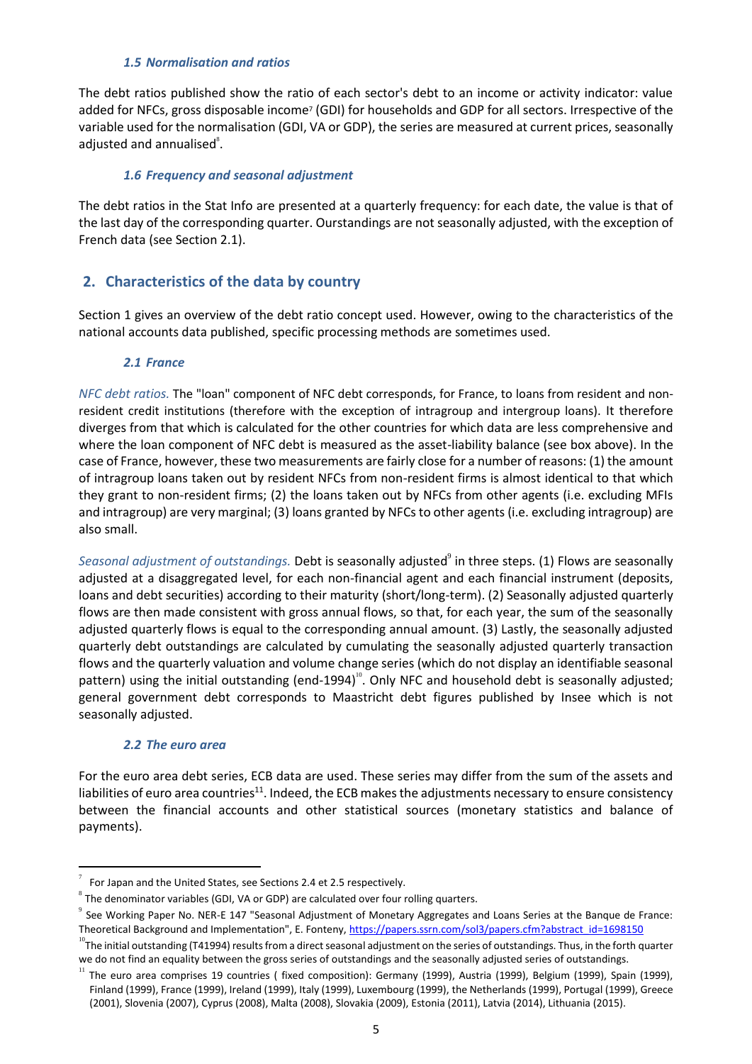### *1.5 Normalisation and ratios*

The debt ratios published show the ratio of each sector's debt to an income or activity indicator: value added for NFCs, gross disposable income[7] (GDI) for households and GDP for all sectors. Irrespective of the variable used for the normalisation (GDI, VA or GDP), the series are measured at current prices, seasonally adjusted and annualised[8].

### *1.6 Frequency and seasonal adjustment*

The debt ratios in the Stat Info are presented at a quarterly frequency: for each date, the value is that of the last day of the corresponding quarter. Ourstandings are not seasonally adjusted, with the exception of French data (see Section 2.1).

## 2. Characteristics of the data by country

Section 1 gives an overview of the debt ratio concept used. However, owing to the characteristics of the national accounts data published, specific processing methods are sometimes used.

### *2.1 France*

*NFC debt ratios.* The "loan" component of NFC debt corresponds, for France, to loans from resident and non-resident credit institutions (therefore with the exception of intragroup and intergroup loans). It therefore diverges from that which is calculated for the other countries for which data are less comprehensive and where the loan component of NFC debt is measured as the asset-liability balance (see box above). In the case of France, however, these two measurements are fairly close for a number of reasons: (1) the amount of intragroup loans taken out by resident NFCs from non-resident firms is almost identical to that which they grant to non-resident firms; (2) the loans taken out by NFCs from other agents (i.e. excluding MFIs and intragroup) are very marginal; (3) loans granted by NFCs to other agents (i.e. excluding intragroup) are also small.

*Seasonal adjustment of outstandings.* Debt is seasonally adjusted[9] in three steps. (1) Flows are seasonally adjusted at a disaggregated level, for each non-financial agent and each financial instrument (deposits, loans and debt securities) according to their maturity (short/long-term). (2) Seasonally adjusted quarterly flows are then made consistent with gross annual flows, so that, for each year, the sum of the seasonally adjusted quarterly flows is equal to the corresponding annual amount. (3) Lastly, the seasonally adjusted quarterly debt outstandings are calculated by cumulating the seasonally adjusted quarterly transaction flows and the quarterly valuation and volume change series (which do not display an identifiable seasonal pattern) using the initial outstanding (end-1994)[10]. Only NFC and household debt is seasonally adjusted; general government debt corresponds to Maastricht debt figures published by Insee which is not seasonally adjusted.

### *2.2 The euro area*

For the euro area debt series, ECB data are used. These series may differ from the sum of the assets and liabilities of euro area countries[11]. Indeed, the ECB makes the adjustments necessary to ensure consistency between the financial accounts and other statistical sources (monetary statistics and balance of payments).

---

[7] For Japan and the United States, see Sections 2.4 et 2.5 respectively.

[8] The denominator variables (GDI, VA or GDP) are calculated over four rolling quarters.

[9] See Working Paper No. NER-E 147 "Seasonal Adjustment of Monetary Aggregates and Loans Series at the Banque de France: Theoretical Background and Implementation", E. Fonteny, https://papers.ssrn.com/sol3/papers.cfm?abstract_id=1698150

[10] The initial outstanding (T41994) results from a direct seasonal adjustment on the series of outstandings. Thus, in the forth quarter we do not find an equality between the gross series of outstandings and the seasonally adjusted series of outstandings.

[11] The euro area comprises 19 countries ( fixed composition): Germany (1999), Austria (1999), Belgium (1999), Spain (1999), Finland (1999), France (1999), Ireland (1999), Italy (1999), Luxembourg (1999), the Netherlands (1999), Portugal (1999), Greece (2001), Slovenia (2007), Cyprus (2008), Malta (2008), Slovakia (2009), Estonia (2011), Latvia (2014), Lithuania (2015).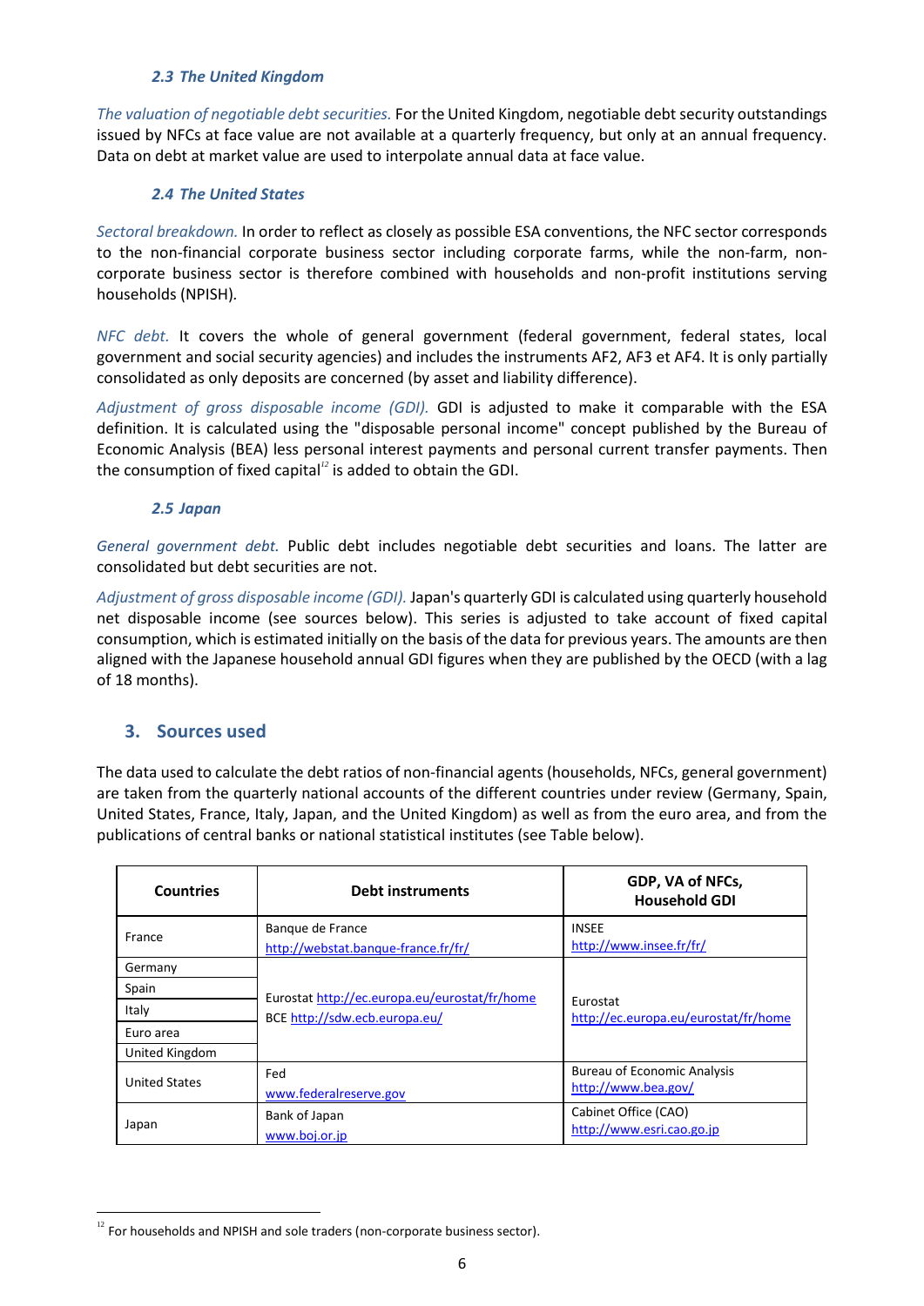### *2.3 The United Kingdom*

*The valuation of negotiable debt securities.* For the United Kingdom, negotiable debt security outstandings issued by NFCs at face value are not available at a quarterly frequency, but only at an annual frequency. Data on debt at market value are used to interpolate annual data at face value.

### *2.4 The United States*

*Sectoral breakdown.* In order to reflect as closely as possible ESA conventions, the NFC sector corresponds to the non-financial corporate business sector including corporate farms, while the non-farm, non-corporate business sector is therefore combined with households and non-profit institutions serving households (NPISH).

*NFC debt.* It covers the whole of general government (federal government, federal states, local government and social security agencies) and includes the instruments AF2, AF3 et AF4. It is only partially consolidated as only deposits are concerned (by asset and liability difference).

*Adjustment of gross disposable income (GDI).* GDI is adjusted to make it comparable with the ESA definition. It is calculated using the "disposable personal income" concept published by the Bureau of Economic Analysis (BEA) less personal interest payments and personal current transfer payments. Then the consumption of fixed capital[12] is added to obtain the GDI.

### *2.5 Japan*

*General government debt.* Public debt includes negotiable debt securities and loans. The latter are consolidated but debt securities are not.

*Adjustment of gross disposable income (GDI).* Japan's quarterly GDI is calculated using quarterly household net disposable income (see sources below). This series is adjusted to take account of fixed capital consumption, which is estimated initially on the basis of the data for previous years. The amounts are then aligned with the Japanese household annual GDI figures when they are published by the OECD (with a lag of 18 months).

## 3. Sources used

The data used to calculate the debt ratios of non-financial agents (households, NFCs, general government) are taken from the quarterly national accounts of the different countries under review (Germany, Spain, United States, France, Italy, Japan, and the United Kingdom) as well as from the euro area, and from the publications of central banks or national statistical institutes (see Table below).

| Countries | Debt instruments | GDP, VA of NFCs, Household GDI |
|---|---|---|
| France | Banque de France http://webstat.banque-france.fr/fr/ | INSEE http://www.insee.fr/fr/ |
| Germany | Eurostat http://ec.europa.eu/eurostat/fr/home BCE http://sdw.ecb.europa.eu/ | Eurostat http://ec.europa.eu/eurostat/fr/home |
| Spain | | |
| Italy | | |
| Euro area | | |
| United Kingdom | | |
| United States | Fed www.federalreserve.gov | Bureau of Economic Analysis http://www.bea.gov/ |
| Japan | Bank of Japan www.boj.or.jp | Cabinet Office (CAO) http://www.esri.cao.go.jp |

[12] For households and NPISH and sole traders (non-corporate business sector).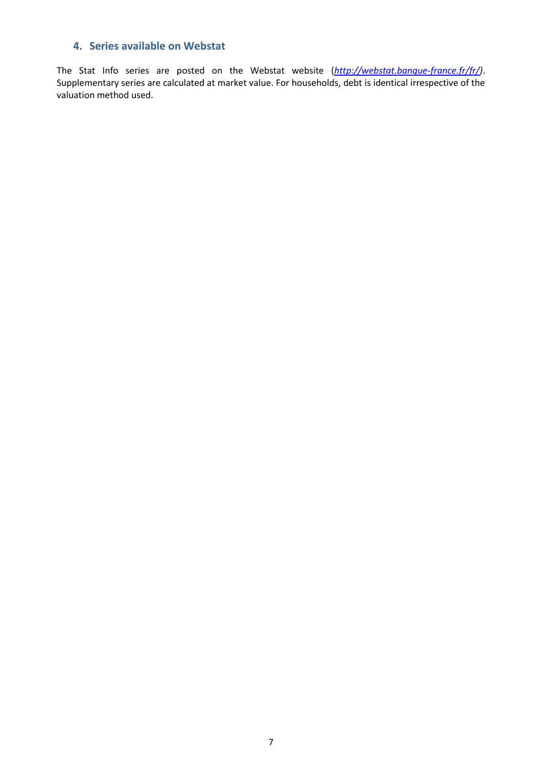## 4. Series available on Webstat

The Stat Info series are posted on the Webstat website (*[http://webstat.banque-france.fr/fr/](http://webstat.banque-france.fr/fr/)*). Supplementary series are calculated at market value. For households, debt is identical irrespective of the valuation method used.